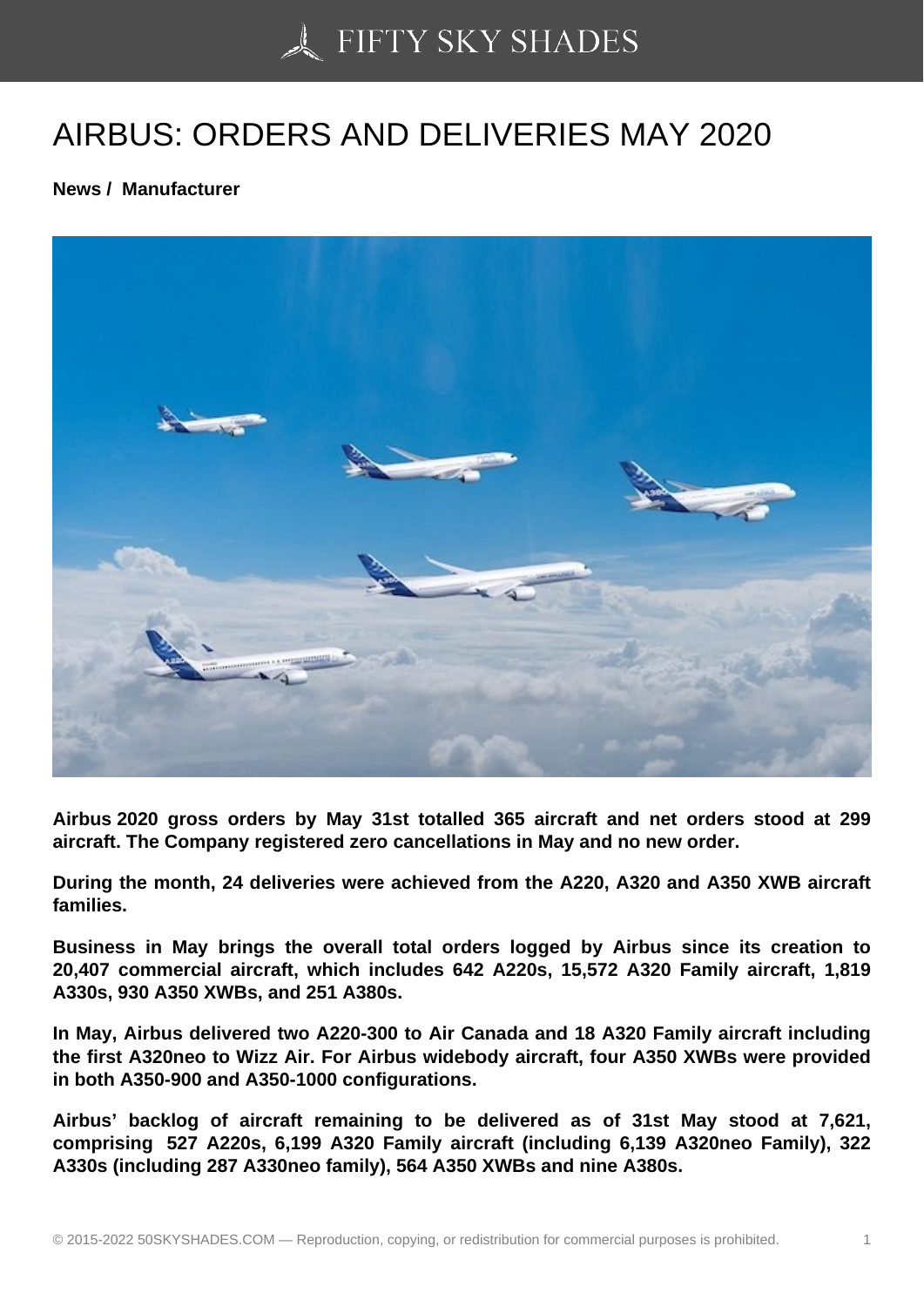# AIRBUS: ORDERS AND DELIVERIES MAY 2020

**News / Manufacturer**

**Airbus 2020 gross orders by May 31st totalled 365 aircraft and net orders stood at 299 aircraft. The Company registered zero cancellations in May and no new order.**

**During the month, 24 deliveries were achieved from the A220, A320 and A350 XWB aircraft families.**

**Business in May brings the overall total orders logged by Airbus since its creation to 20,407 commercial aircraft, which includes 642 A220s, 15,572 A320 Family aircraft, 1,819 A330s, 930 A350 XWBs, and 251 A380s.**

**In May, Airbus delivered two A220-300 to Air Canada and 18 A320 Family aircraft including the first A320neo to Wizz Air. For Airbus widebody aircraft, four A350 XWBs were provided in both A350-900 and A350-1000 configurations.**

**Airbus' backlog of aircraft remaining to be delivered as of 31st May stood at 7,621, comprising 527 A220s, 6,199 A320 Family aircraft (including 6,139 A320neo Family), 322 A330s (including 287 A330neo family), 564 A350 XWBs and nine A380s.**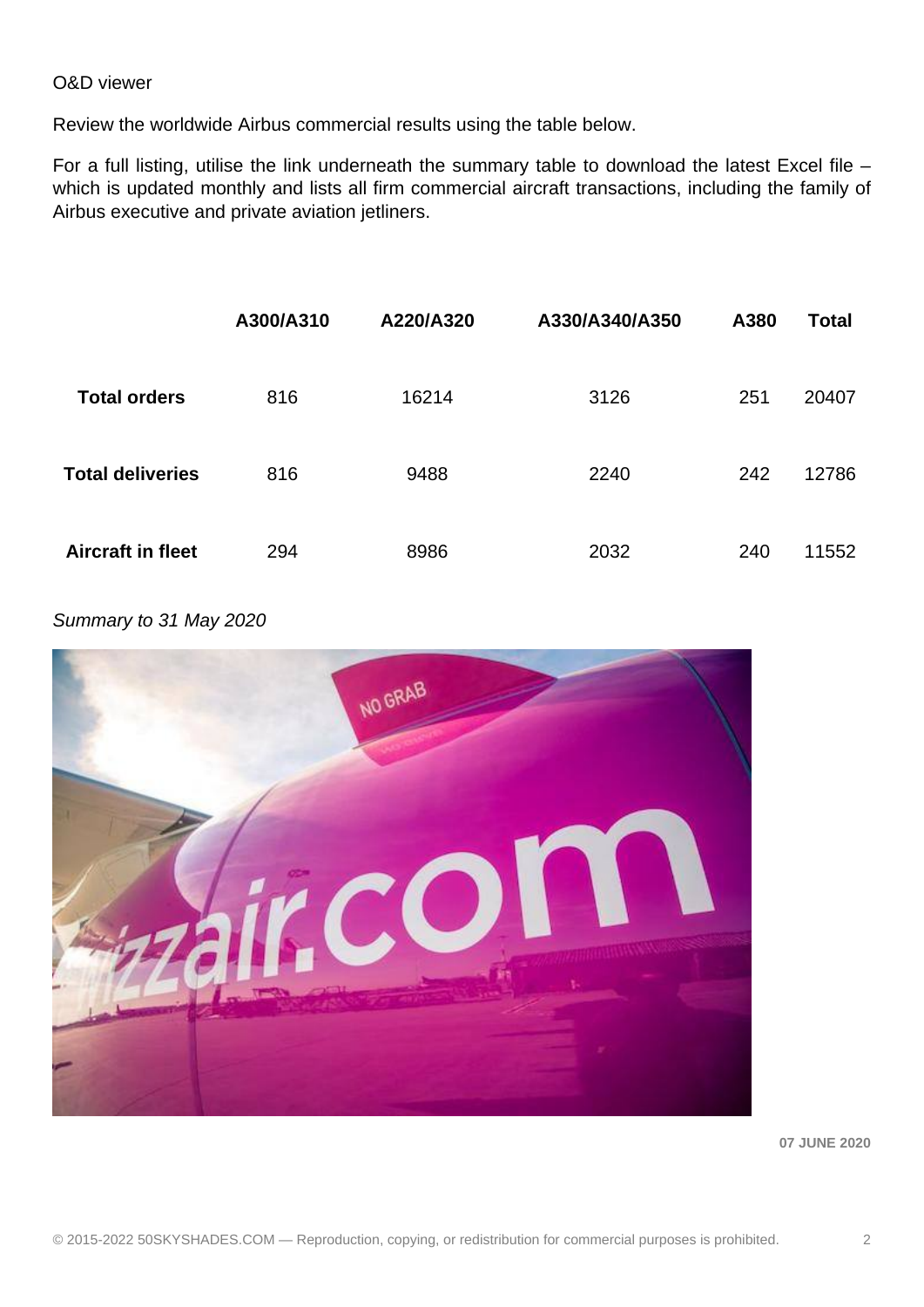O&D viewer

Review the worldwide Airbus commercial results using the table below.

For a full listing, utilise the link underneath the summary table to download the latest Excel file – which is updated monthly and lists all firm commercial aircraft transactions, including the family of Airbus executive and private aviation jetliners.

| | A300/A310 | A220/A320 | A330/A340/A350 | A380 | Total |
|---|---|---|---|---|---|
| **Total orders** | 816 | 16214 | 3126 | 251 | 20407 |
| **Total deliveries** | 816 | 9488 | 2240 | 242 | 12786 |
| **Aircraft in fleet** | 294 | 8986 | 2032 | 240 | 11552 |

*Summary to 31 May 2020*

**07 JUNE 2020**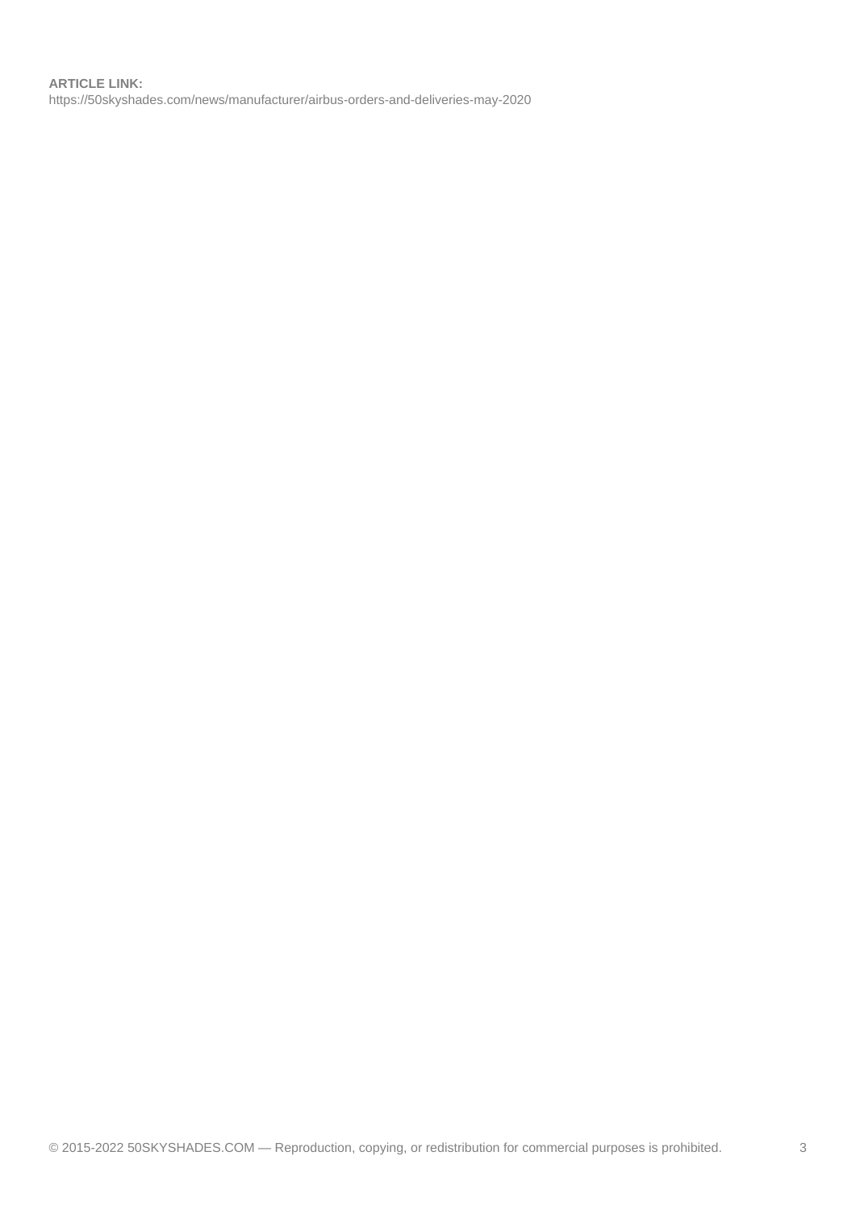**ARTICLE LINK:**
https://50skyshades.com/news/manufacturer/airbus-orders-and-deliveries-may-2020